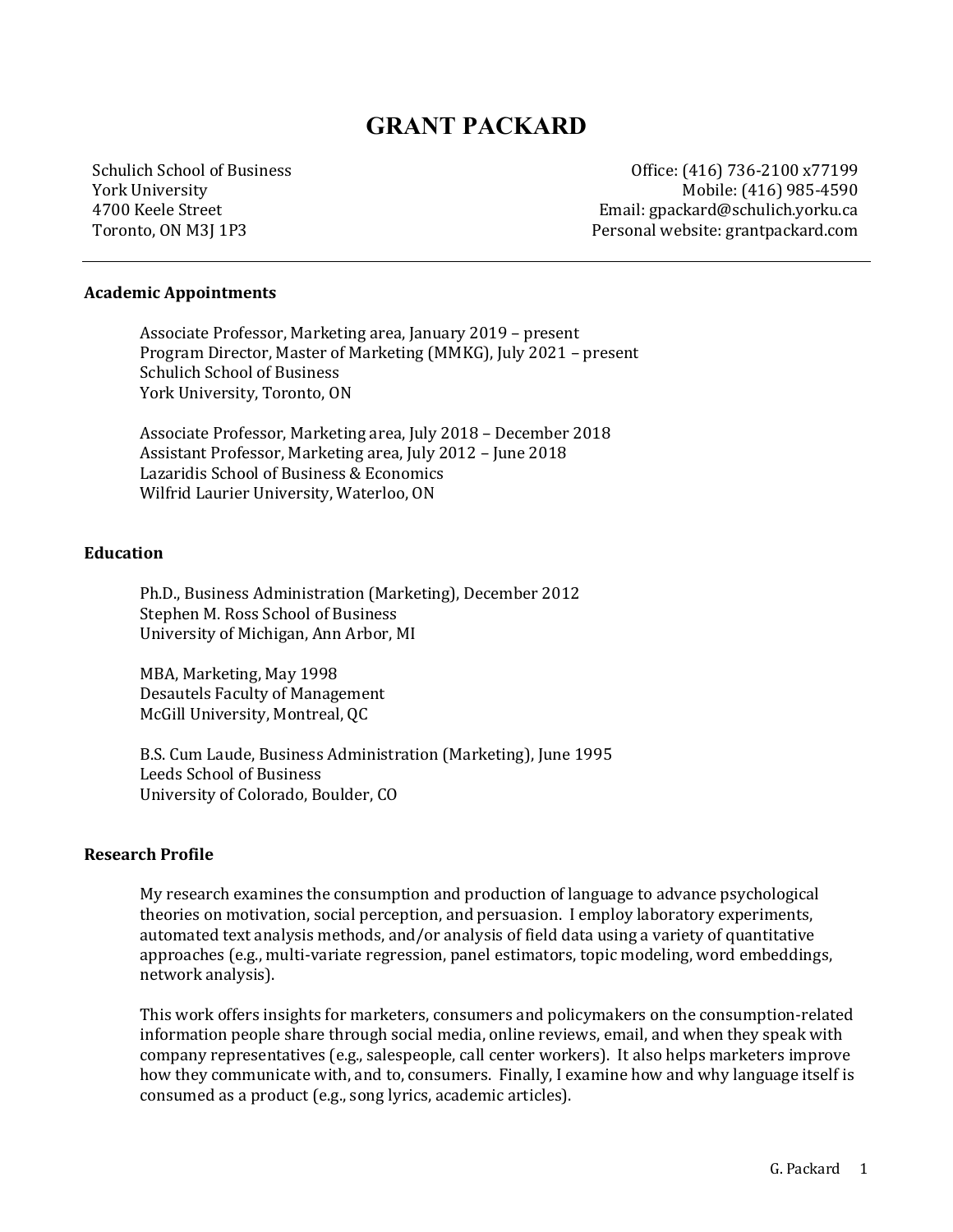# GRANT PACKARD

Schulich School of Business
York University
4700 Keele Street
Toronto, ON M3J 1P3

Office: (416) 736-2100 x77199
Mobile: (416) 985-4590
Email: gpackard@schulich.yorku.ca
Personal website: grantpackard.com

---

## Academic Appointments

Associate Professor, Marketing area, January 2019 – present
Program Director, Master of Marketing (MMKG), July 2021 – present
Schulich School of Business
York University, Toronto, ON

Associate Professor, Marketing area, July 2018 – December 2018
Assistant Professor, Marketing area, July 2012 – June 2018
Lazaridis School of Business & Economics
Wilfrid Laurier University, Waterloo, ON

## Education

Ph.D., Business Administration (Marketing), December 2012
Stephen M. Ross School of Business
University of Michigan, Ann Arbor, MI

MBA, Marketing, May 1998
Desautels Faculty of Management
McGill University, Montreal, QC

B.S. Cum Laude, Business Administration (Marketing), June 1995
Leeds School of Business
University of Colorado, Boulder, CO

## Research Profile

My research examines the consumption and production of language to advance psychological theories on motivation, social perception, and persuasion. I employ laboratory experiments, automated text analysis methods, and/or analysis of field data using a variety of quantitative approaches (e.g., multi-variate regression, panel estimators, topic modeling, word embeddings, network analysis).

This work offers insights for marketers, consumers and policymakers on the consumption-related information people share through social media, online reviews, email, and when they speak with company representatives (e.g., salespeople, call center workers). It also helps marketers improve how they communicate with, and to, consumers. Finally, I examine how and why language itself is consumed as a product (e.g., song lyrics, academic articles).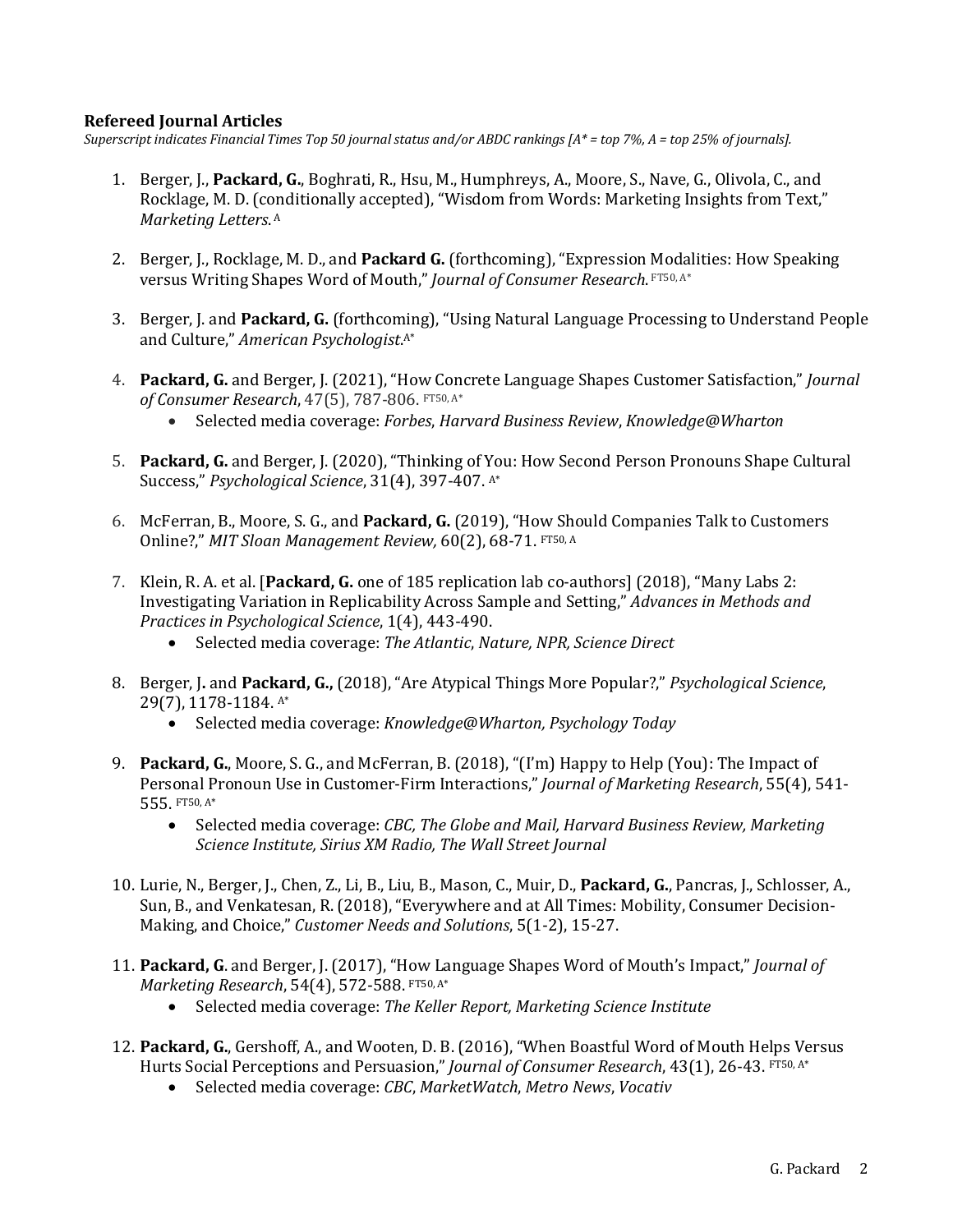### Refereed Journal Articles

*Superscript indicates Financial Times Top 50 journal status and/or ABDC rankings [A* = top 7%, A = top 25% of journals].*

1. Berger, J., **Packard, G.**, Boghrati, R., Hsu, M., Humphreys, A., Moore, S., Nave, G., Olivola, C., and Rocklage, M. D. (conditionally accepted), "Wisdom from Words: Marketing Insights from Text," *Marketing Letters*.[A]

2. Berger, J., Rocklage, M. D., and **Packard G.** (forthcoming), "Expression Modalities: How Speaking versus Writing Shapes Word of Mouth," *Journal of Consumer Research*.[FT50, A*]

3. Berger, J. and **Packard, G.** (forthcoming), "Using Natural Language Processing to Understand People and Culture," *American Psychologist*.[A*]

4. **Packard, G.** and Berger, J. (2021), "How Concrete Language Shapes Customer Satisfaction," *Journal of Consumer Research*, 47(5), 787-806. [FT50, A*]
    - Selected media coverage: *Forbes*, *Harvard Business Review*, *Knowledge@Wharton*

5. **Packard, G.** and Berger, J. (2020), "Thinking of You: How Second Person Pronouns Shape Cultural Success," *Psychological Science*, 31(4), 397-407. [A*]

6. McFerran, B., Moore, S. G., and **Packard, G.** (2019), "How Should Companies Talk to Customers Online?," *MIT Sloan Management Review,* 60(2), 68-71. [FT50, A]

7. Klein, R. A. et al. [**Packard, G.** one of 185 replication lab co-authors] (2018), "Many Labs 2: Investigating Variation in Replicability Across Sample and Setting," *Advances in Methods and Practices in Psychological Science*, 1(4), 443-490.
    - Selected media coverage: *The Atlantic*, *Nature, NPR, Science Direct*

8. Berger, J**.** and **Packard, G.,** (2018), "Are Atypical Things More Popular?," *Psychological Science*, 29(7), 1178-1184. [A*]
    - Selected media coverage: *Knowledge@Wharton, Psychology Today*

9. **Packard, G.**, Moore, S. G., and McFerran, B. (2018), "(I'm) Happy to Help (You): The Impact of Personal Pronoun Use in Customer-Firm Interactions," *Journal of Marketing Research*, 55(4), 541-555. [FT50, A*]
    - Selected media coverage: *CBC, The Globe and Mail, Harvard Business Review, Marketing Science Institute, Sirius XM Radio, The Wall Street Journal*

10. Lurie, N., Berger, J., Chen, Z., Li, B., Liu, B., Mason, C., Muir, D., **Packard, G.**, Pancras, J., Schlosser, A., Sun, B., and Venkatesan, R. (2018), "Everywhere and at All Times: Mobility, Consumer Decision-Making, and Choice," *Customer Needs and Solutions*, 5(1-2), 15-27.

11. **Packard, G**. and Berger, J. (2017), "How Language Shapes Word of Mouth's Impact," *Journal of Marketing Research*, 54(4), 572-588. [FT50, A*]
    - Selected media coverage: *The Keller Report, Marketing Science Institute*

12. **Packard, G.**, Gershoff, A., and Wooten, D. B. (2016), "When Boastful Word of Mouth Helps Versus Hurts Social Perceptions and Persuasion," *Journal of Consumer Research*, 43(1), 26-43. [FT50, A*]
    - Selected media coverage: *CBC*, *MarketWatch*, *Metro News*, *Vocativ*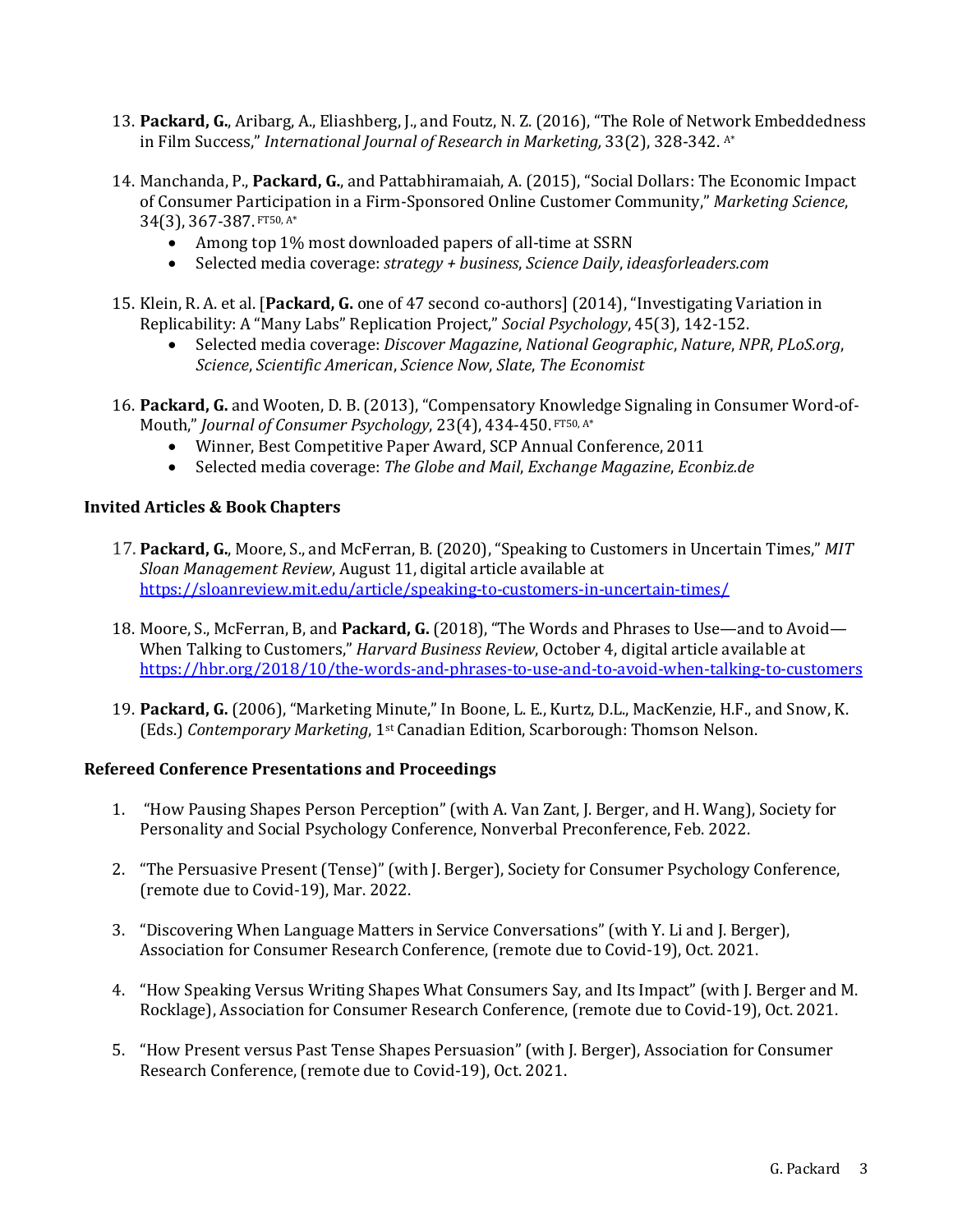13. **Packard, G.**, Aribarg, A., Eliashberg, J., and Foutz, N. Z. (2016), "The Role of Network Embeddedness in Film Success," *International Journal of Research in Marketing,* 33(2), 328-342. [A*]

14. Manchanda, P., **Packard, G.**, and Pattabhiramaiah, A. (2015), "Social Dollars: The Economic Impact of Consumer Participation in a Firm-Sponsored Online Customer Community," *Marketing Science*, 34(3), 367-387. [FT50, A*]
    - Among top 1% most downloaded papers of all-time at SSRN
    - Selected media coverage: *strategy + business*, *Science Daily*, *ideasforleaders.com*

15. Klein, R. A. et al. [**Packard, G.** one of 47 second co-authors] (2014), "Investigating Variation in Replicability: A "Many Labs" Replication Project," *Social Psychology*, 45(3), 142-152.
    - Selected media coverage: *Discover Magazine*, *National Geographic*, *Nature*, *NPR*, *PLoS.org*, *Science*, *Scientific American*, *Science Now*, *Slate*, *The Economist*

16. **Packard, G.** and Wooten, D. B. (2013), "Compensatory Knowledge Signaling in Consumer Word-of-Mouth," *Journal of Consumer Psychology*, 23(4), 434-450. [FT50, A*]
    - Winner, Best Competitive Paper Award, SCP Annual Conference, 2011
    - Selected media coverage: *The Globe and Mail*, *Exchange Magazine*, *Econbiz.de*

### Invited Articles & Book Chapters

17. **Packard, G.**, Moore, S., and McFerran, B. (2020), "Speaking to Customers in Uncertain Times," *MIT Sloan Management Review*, August 11, digital article available at https://sloanreview.mit.edu/article/speaking-to-customers-in-uncertain-times/

18. Moore, S., McFerran, B, and **Packard, G.** (2018), "The Words and Phrases to Use—and to Avoid—When Talking to Customers," *Harvard Business Review*, October 4, digital article available at https://hbr.org/2018/10/the-words-and-phrases-to-use-and-to-avoid-when-talking-to-customers

19. **Packard, G.** (2006), "Marketing Minute," In Boone, L. E., Kurtz, D.L., MacKenzie, H.F., and Snow, K. (Eds.) *Contemporary Marketing*, 1st Canadian Edition, Scarborough: Thomson Nelson.

### Refereed Conference Presentations and Proceedings

1. "How Pausing Shapes Person Perception" (with A. Van Zant, J. Berger, and H. Wang), Society for Personality and Social Psychology Conference, Nonverbal Preconference, Feb. 2022.

2. "The Persuasive Present (Tense)" (with J. Berger), Society for Consumer Psychology Conference, (remote due to Covid-19), Mar. 2022.

3. "Discovering When Language Matters in Service Conversations" (with Y. Li and J. Berger), Association for Consumer Research Conference, (remote due to Covid-19), Oct. 2021.

4. "How Speaking Versus Writing Shapes What Consumers Say, and Its Impact" (with J. Berger and M. Rocklage), Association for Consumer Research Conference, (remote due to Covid-19), Oct. 2021.

5. "How Present versus Past Tense Shapes Persuasion" (with J. Berger), Association for Consumer Research Conference, (remote due to Covid-19), Oct. 2021.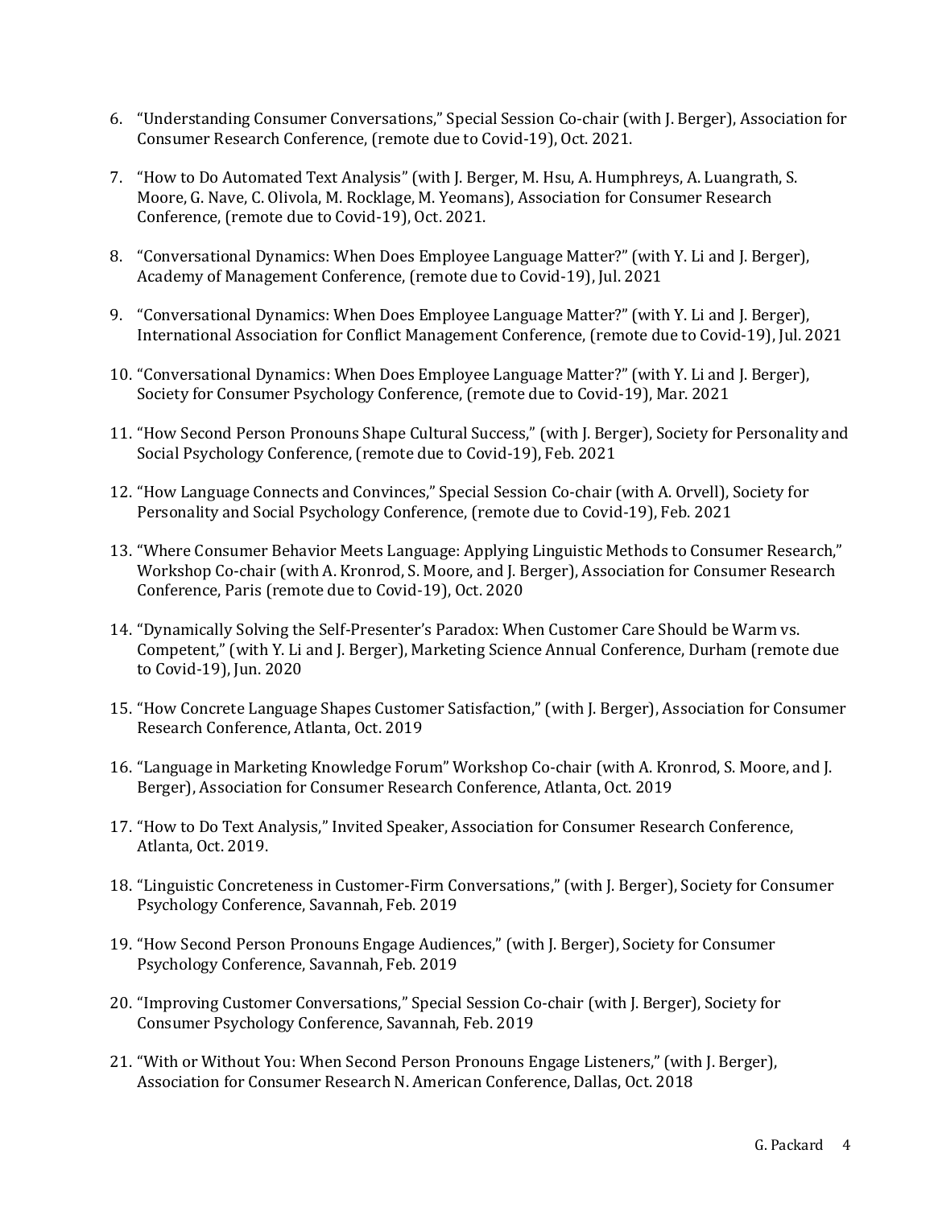6. "Understanding Consumer Conversations," Special Session Co-chair (with J. Berger), Association for Consumer Research Conference, (remote due to Covid-19), Oct. 2021.

7. "How to Do Automated Text Analysis" (with J. Berger, M. Hsu, A. Humphreys, A. Luangrath, S. Moore, G. Nave, C. Olivola, M. Rocklage, M. Yeomans), Association for Consumer Research Conference, (remote due to Covid-19), Oct. 2021.

8. "Conversational Dynamics: When Does Employee Language Matter?" (with Y. Li and J. Berger), Academy of Management Conference, (remote due to Covid-19), Jul. 2021

9. "Conversational Dynamics: When Does Employee Language Matter?" (with Y. Li and J. Berger), International Association for Conflict Management Conference, (remote due to Covid-19), Jul. 2021

10. "Conversational Dynamics: When Does Employee Language Matter?" (with Y. Li and J. Berger), Society for Consumer Psychology Conference, (remote due to Covid-19), Mar. 2021

11. "How Second Person Pronouns Shape Cultural Success," (with J. Berger), Society for Personality and Social Psychology Conference, (remote due to Covid-19), Feb. 2021

12. "How Language Connects and Convinces," Special Session Co-chair (with A. Orvell), Society for Personality and Social Psychology Conference, (remote due to Covid-19), Feb. 2021

13. "Where Consumer Behavior Meets Language: Applying Linguistic Methods to Consumer Research," Workshop Co-chair (with A. Kronrod, S. Moore, and J. Berger), Association for Consumer Research Conference, Paris (remote due to Covid-19), Oct. 2020

14. "Dynamically Solving the Self-Presenter's Paradox: When Customer Care Should be Warm vs. Competent," (with Y. Li and J. Berger), Marketing Science Annual Conference, Durham (remote due to Covid-19), Jun. 2020

15. "How Concrete Language Shapes Customer Satisfaction," (with J. Berger), Association for Consumer Research Conference, Atlanta, Oct. 2019

16. "Language in Marketing Knowledge Forum" Workshop Co-chair (with A. Kronrod, S. Moore, and J. Berger), Association for Consumer Research Conference, Atlanta, Oct. 2019

17. "How to Do Text Analysis," Invited Speaker, Association for Consumer Research Conference, Atlanta, Oct. 2019.

18. "Linguistic Concreteness in Customer-Firm Conversations," (with J. Berger), Society for Consumer Psychology Conference, Savannah, Feb. 2019

19. "How Second Person Pronouns Engage Audiences," (with J. Berger), Society for Consumer Psychology Conference, Savannah, Feb. 2019

20. "Improving Customer Conversations," Special Session Co-chair (with J. Berger), Society for Consumer Psychology Conference, Savannah, Feb. 2019

21. "With or Without You: When Second Person Pronouns Engage Listeners," (with J. Berger), Association for Consumer Research N. American Conference, Dallas, Oct. 2018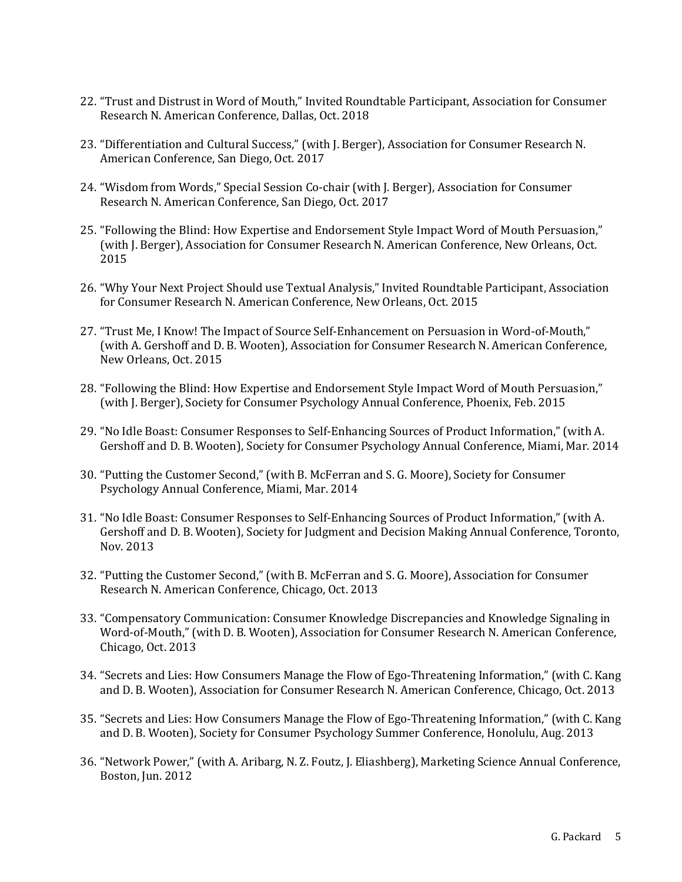22. "Trust and Distrust in Word of Mouth," Invited Roundtable Participant, Association for Consumer Research N. American Conference, Dallas, Oct. 2018

23. "Differentiation and Cultural Success," (with J. Berger), Association for Consumer Research N. American Conference, San Diego, Oct. 2017

24. "Wisdom from Words," Special Session Co-chair (with J. Berger), Association for Consumer Research N. American Conference, San Diego, Oct. 2017

25. "Following the Blind: How Expertise and Endorsement Style Impact Word of Mouth Persuasion," (with J. Berger), Association for Consumer Research N. American Conference, New Orleans, Oct. 2015

26. "Why Your Next Project Should use Textual Analysis," Invited Roundtable Participant, Association for Consumer Research N. American Conference, New Orleans, Oct. 2015

27. "Trust Me, I Know! The Impact of Source Self-Enhancement on Persuasion in Word-of-Mouth," (with A. Gershoff and D. B. Wooten), Association for Consumer Research N. American Conference, New Orleans, Oct. 2015

28. "Following the Blind: How Expertise and Endorsement Style Impact Word of Mouth Persuasion," (with J. Berger), Society for Consumer Psychology Annual Conference, Phoenix, Feb. 2015

29. "No Idle Boast: Consumer Responses to Self-Enhancing Sources of Product Information," (with A. Gershoff and D. B. Wooten), Society for Consumer Psychology Annual Conference, Miami, Mar. 2014

30. "Putting the Customer Second," (with B. McFerran and S. G. Moore), Society for Consumer Psychology Annual Conference, Miami, Mar. 2014

31. "No Idle Boast: Consumer Responses to Self-Enhancing Sources of Product Information," (with A. Gershoff and D. B. Wooten), Society for Judgment and Decision Making Annual Conference, Toronto, Nov. 2013

32. "Putting the Customer Second," (with B. McFerran and S. G. Moore), Association for Consumer Research N. American Conference, Chicago, Oct. 2013

33. "Compensatory Communication: Consumer Knowledge Discrepancies and Knowledge Signaling in Word-of-Mouth," (with D. B. Wooten), Association for Consumer Research N. American Conference, Chicago, Oct. 2013

34. "Secrets and Lies: How Consumers Manage the Flow of Ego-Threatening Information," (with C. Kang and D. B. Wooten), Association for Consumer Research N. American Conference, Chicago, Oct. 2013

35. "Secrets and Lies: How Consumers Manage the Flow of Ego-Threatening Information," (with C. Kang and D. B. Wooten), Society for Consumer Psychology Summer Conference, Honolulu, Aug. 2013

36. "Network Power," (with A. Aribarg, N. Z. Foutz, J. Eliashberg), Marketing Science Annual Conference, Boston, Jun. 2012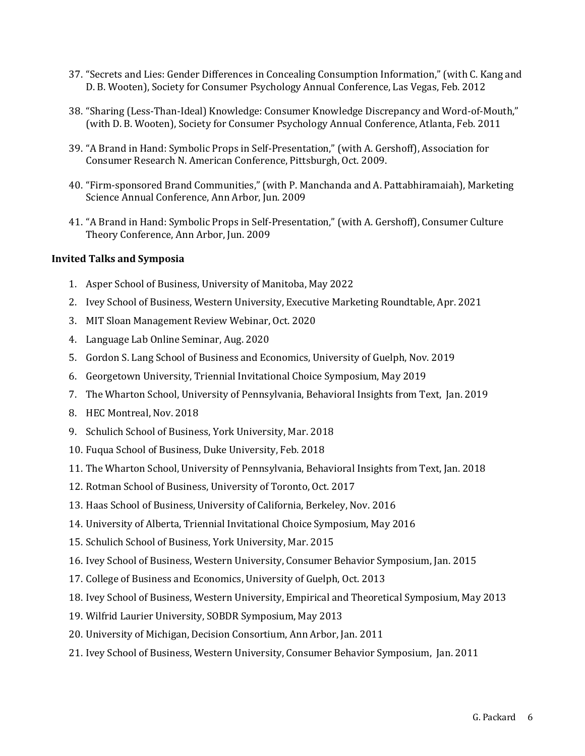37. "Secrets and Lies: Gender Differences in Concealing Consumption Information," (with C. Kang and D. B. Wooten), Society for Consumer Psychology Annual Conference, Las Vegas, Feb. 2012

38. "Sharing (Less-Than-Ideal) Knowledge: Consumer Knowledge Discrepancy and Word-of-Mouth," (with D. B. Wooten), Society for Consumer Psychology Annual Conference, Atlanta, Feb. 2011

39. "A Brand in Hand: Symbolic Props in Self-Presentation," (with A. Gershoff), Association for Consumer Research N. American Conference, Pittsburgh, Oct. 2009.

40. "Firm-sponsored Brand Communities," (with P. Manchanda and A. Pattabhiramaiah), Marketing Science Annual Conference, Ann Arbor, Jun. 2009

41. "A Brand in Hand: Symbolic Props in Self-Presentation," (with A. Gershoff), Consumer Culture Theory Conference, Ann Arbor, Jun. 2009

**Invited Talks and Symposia**

1. Asper School of Business, University of Manitoba, May 2022
2. Ivey School of Business, Western University, Executive Marketing Roundtable, Apr. 2021
3. MIT Sloan Management Review Webinar, Oct. 2020
4. Language Lab Online Seminar, Aug. 2020
5. Gordon S. Lang School of Business and Economics, University of Guelph, Nov. 2019
6. Georgetown University, Triennial Invitational Choice Symposium, May 2019
7. The Wharton School, University of Pennsylvania, Behavioral Insights from Text, Jan. 2019
8. HEC Montreal, Nov. 2018
9. Schulich School of Business, York University, Mar. 2018
10. Fuqua School of Business, Duke University, Feb. 2018
11. The Wharton School, University of Pennsylvania, Behavioral Insights from Text, Jan. 2018
12. Rotman School of Business, University of Toronto, Oct. 2017
13. Haas School of Business, University of California, Berkeley, Nov. 2016
14. University of Alberta, Triennial Invitational Choice Symposium, May 2016
15. Schulich School of Business, York University, Mar. 2015
16. Ivey School of Business, Western University, Consumer Behavior Symposium, Jan. 2015
17. College of Business and Economics, University of Guelph, Oct. 2013
18. Ivey School of Business, Western University, Empirical and Theoretical Symposium, May 2013
19. Wilfrid Laurier University, SOBDR Symposium, May 2013
20. University of Michigan, Decision Consortium, Ann Arbor, Jan. 2011
21. Ivey School of Business, Western University, Consumer Behavior Symposium, Jan. 2011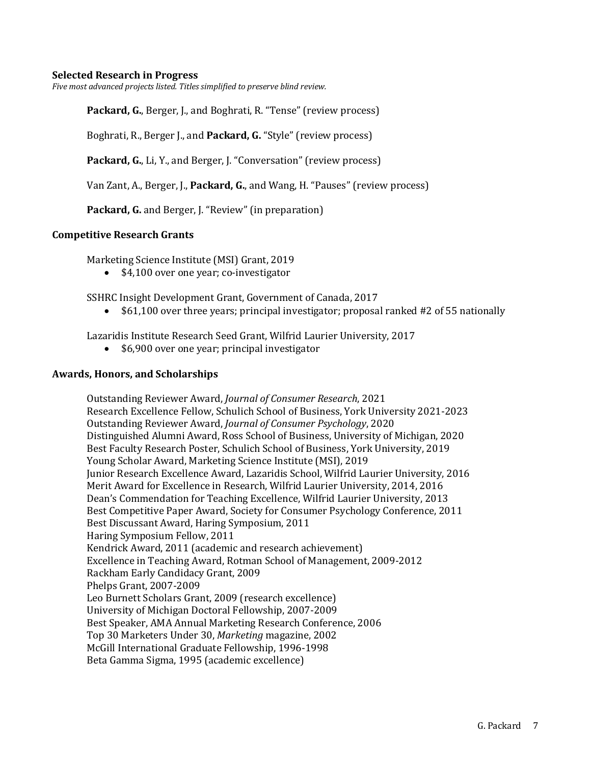### Selected Research in Progress

*Five most advanced projects listed. Titles simplified to preserve blind review.*

**Packard, G.**, Berger, J., and Boghrati, R. "Tense" (review process)

Boghrati, R., Berger J., and **Packard, G.** "Style" (review process)

**Packard, G.**, Li, Y., and Berger, J. "Conversation" (review process)

Van Zant, A., Berger, J., **Packard, G.**, and Wang, H. "Pauses" (review process)

**Packard, G.** and Berger, J. "Review" (in preparation)

### Competitive Research Grants

Marketing Science Institute (MSI) Grant, 2019

- $4,100 over one year; co-investigator

SSHRC Insight Development Grant, Government of Canada, 2017

- $61,100 over three years; principal investigator; proposal ranked #2 of 55 nationally

Lazaridis Institute Research Seed Grant, Wilfrid Laurier University, 2017

- $6,900 over one year; principal investigator

### Awards, Honors, and Scholarships

Outstanding Reviewer Award, *Journal of Consumer Research*, 2021
Research Excellence Fellow, Schulich School of Business, York University 2021-2023
Outstanding Reviewer Award, *Journal of Consumer Psychology*, 2020
Distinguished Alumni Award, Ross School of Business, University of Michigan, 2020
Best Faculty Research Poster, Schulich School of Business, York University, 2019
Young Scholar Award, Marketing Science Institute (MSI), 2019
Junior Research Excellence Award, Lazaridis School, Wilfrid Laurier University, 2016
Merit Award for Excellence in Research, Wilfrid Laurier University, 2014, 2016
Dean's Commendation for Teaching Excellence, Wilfrid Laurier University, 2013
Best Competitive Paper Award, Society for Consumer Psychology Conference, 2011
Best Discussant Award, Haring Symposium, 2011
Haring Symposium Fellow, 2011
Kendrick Award, 2011 (academic and research achievement)
Excellence in Teaching Award, Rotman School of Management, 2009-2012
Rackham Early Candidacy Grant, 2009
Phelps Grant, 2007-2009
Leo Burnett Scholars Grant, 2009 (research excellence)
University of Michigan Doctoral Fellowship, 2007-2009
Best Speaker, AMA Annual Marketing Research Conference, 2006
Top 30 Marketers Under 30, *Marketing* magazine, 2002
McGill International Graduate Fellowship, 1996-1998
Beta Gamma Sigma, 1995 (academic excellence)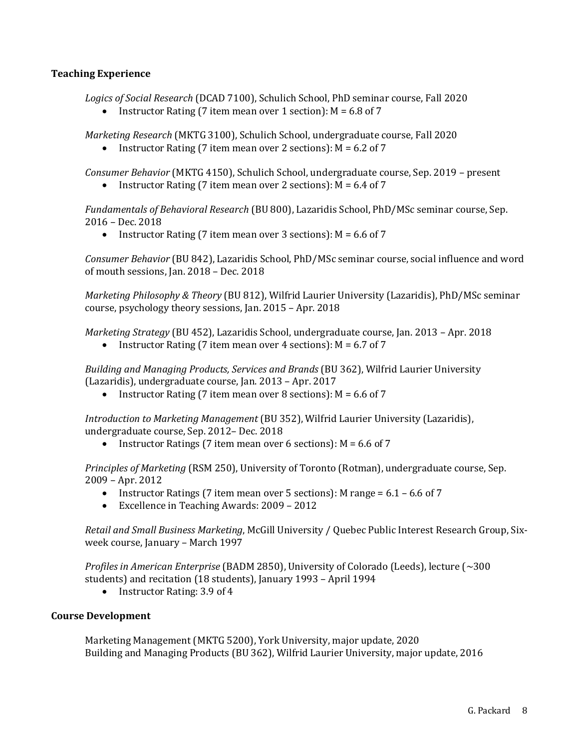### Teaching Experience

*Logics of Social Research* (DCAD 7100), Schulich School, PhD seminar course, Fall 2020

- Instructor Rating (7 item mean over 1 section): M = 6.8 of 7

*Marketing Research* (MKTG 3100), Schulich School, undergraduate course, Fall 2020

- Instructor Rating (7 item mean over 2 sections): M = 6.2 of 7

*Consumer Behavior* (MKTG 4150), Schulich School, undergraduate course, Sep. 2019 – present

- Instructor Rating (7 item mean over 2 sections): M = 6.4 of 7

*Fundamentals of Behavioral Research* (BU 800), Lazaridis School, PhD/MSc seminar course, Sep. 2016 – Dec. 2018

- Instructor Rating (7 item mean over 3 sections): M = 6.6 of 7

*Consumer Behavior* (BU 842), Lazaridis School, PhD/MSc seminar course, social influence and word of mouth sessions, Jan. 2018 – Dec. 2018

*Marketing Philosophy & Theory* (BU 812), Wilfrid Laurier University (Lazaridis), PhD/MSc seminar course, psychology theory sessions, Jan. 2015 – Apr. 2018

*Marketing Strategy* (BU 452), Lazaridis School, undergraduate course, Jan. 2013 – Apr. 2018

- Instructor Rating (7 item mean over 4 sections): M = 6.7 of 7

*Building and Managing Products, Services and Brands* (BU 362), Wilfrid Laurier University (Lazaridis), undergraduate course, Jan. 2013 – Apr. 2017

- Instructor Rating (7 item mean over 8 sections): M = 6.6 of 7

*Introduction to Marketing Management* (BU 352), Wilfrid Laurier University (Lazaridis), undergraduate course, Sep. 2012– Dec. 2018

- Instructor Ratings (7 item mean over 6 sections): M = 6.6 of 7

*Principles of Marketing* (RSM 250), University of Toronto (Rotman), undergraduate course, Sep. 2009 – Apr. 2012

- Instructor Ratings (7 item mean over 5 sections): M range = 6.1 – 6.6 of 7
- Excellence in Teaching Awards: 2009 – 2012

*Retail and Small Business Marketing*, McGill University / Quebec Public Interest Research Group, Six-week course, January – March 1997

*Profiles in American Enterprise* (BADM 2850), University of Colorado (Leeds), lecture (~300 students) and recitation (18 students), January 1993 – April 1994

- Instructor Rating: 3.9 of 4

### Course Development

Marketing Management (MKTG 5200), York University, major update, 2020
Building and Managing Products (BU 362), Wilfrid Laurier University, major update, 2016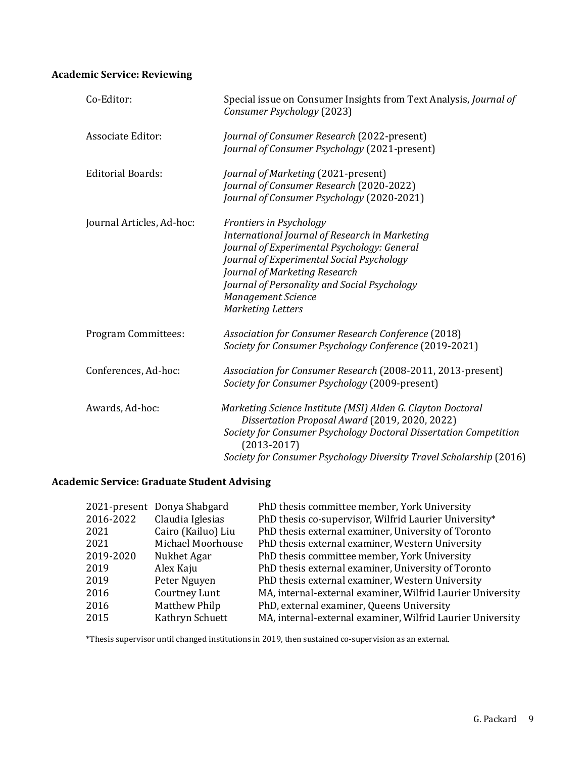**Academic Service: Reviewing**

| | |
|---|---|
| Co-Editor: | Special issue on Consumer Insights from Text Analysis, *Journal of Consumer Psychology* (2023) |
| Associate Editor: | *Journal of Consumer Research* (2022-present)<br>*Journal of Consumer Psychology* (2021-present) |
| Editorial Boards: | *Journal of Marketing* (2021-present)<br>*Journal of Consumer Research* (2020-2022)<br>*Journal of Consumer Psychology* (2020-2021) |
| Journal Articles, Ad-hoc: | *Frontiers in Psychology*<br>*International Journal of Research in Marketing*<br>*Journal of Experimental Psychology: General*<br>*Journal of Experimental Social Psychology*<br>*Journal of Marketing Research*<br>*Journal of Personality and Social Psychology*<br>*Management Science*<br>*Marketing Letters* |
| Program Committees: | *Association for Consumer Research Conference* (2018)<br>*Society for Consumer Psychology Conference* (2019-2021) |
| Conferences, Ad-hoc: | *Association for Consumer Research* (2008-2011, 2013-present)<br>*Society for Consumer Psychology* (2009-present) |
| Awards, Ad-hoc: | *Marketing Science Institute (MSI) Alden G. Clayton Doctoral Dissertation Proposal Award* (2019, 2020, 2022)<br>*Society for Consumer Psychology Doctoral Dissertation Competition* (2013-2017)<br>*Society for Consumer Psychology Diversity Travel Scholarship* (2016) |

**Academic Service: Graduate Student Advising**

| | | |
|---|---|---|
| 2021-present | Donya Shabgard | PhD thesis committee member, York University |
| 2016-2022 | Claudia Iglesias | PhD thesis co-supervisor, Wilfrid Laurier University* |
| 2021 | Cairo (Kailuo) Liu | PhD thesis external examiner, University of Toronto |
| 2021 | Michael Moorhouse | PhD thesis external examiner, Western University |
| 2019-2020 | Nukhet Agar | PhD thesis committee member, York University |
| 2019 | Alex Kaju | PhD thesis external examiner, University of Toronto |
| 2019 | Peter Nguyen | PhD thesis external examiner, Western University |
| 2016 | Courtney Lunt | MA, internal-external examiner, Wilfrid Laurier University |
| 2016 | Matthew Philp | PhD, external examiner, Queens University |
| 2015 | Kathryn Schuett | MA, internal-external examiner, Wilfrid Laurier University |

*Thesis supervisor until changed institutions in 2019, then sustained co-supervision as an external.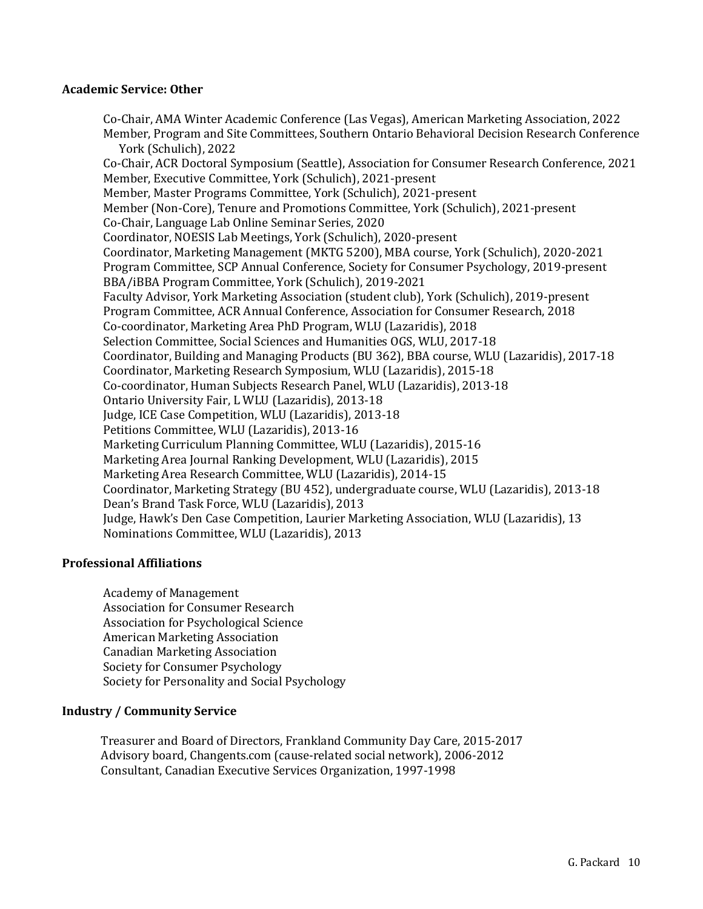**Academic Service: Other**

Co-Chair, AMA Winter Academic Conference (Las Vegas), American Marketing Association, 2022
Member, Program and Site Committees, Southern Ontario Behavioral Decision Research Conference York (Schulich), 2022
Co-Chair, ACR Doctoral Symposium (Seattle), Association for Consumer Research Conference, 2021
Member, Executive Committee, York (Schulich), 2021-present
Member, Master Programs Committee, York (Schulich), 2021-present
Member (Non-Core), Tenure and Promotions Committee, York (Schulich), 2021-present
Co-Chair, Language Lab Online Seminar Series, 2020
Coordinator, NOESIS Lab Meetings, York (Schulich), 2020-present
Coordinator, Marketing Management (MKTG 5200), MBA course, York (Schulich), 2020-2021
Program Committee, SCP Annual Conference, Society for Consumer Psychology, 2019-present
BBA/iBBA Program Committee, York (Schulich), 2019-2021
Faculty Advisor, York Marketing Association (student club), York (Schulich), 2019-present
Program Committee, ACR Annual Conference, Association for Consumer Research, 2018
Co-coordinator, Marketing Area PhD Program, WLU (Lazaridis), 2018
Selection Committee, Social Sciences and Humanities OGS, WLU, 2017-18
Coordinator, Building and Managing Products (BU 362), BBA course, WLU (Lazaridis), 2017-18
Coordinator, Marketing Research Symposium, WLU (Lazaridis), 2015-18
Co-coordinator, Human Subjects Research Panel, WLU (Lazaridis), 2013-18
Ontario University Fair, L WLU (Lazaridis), 2013-18
Judge, ICE Case Competition, WLU (Lazaridis), 2013-18
Petitions Committee, WLU (Lazaridis), 2013-16
Marketing Curriculum Planning Committee, WLU (Lazaridis), 2015-16
Marketing Area Journal Ranking Development, WLU (Lazaridis), 2015
Marketing Area Research Committee, WLU (Lazaridis), 2014-15
Coordinator, Marketing Strategy (BU 452), undergraduate course, WLU (Lazaridis), 2013-18
Dean's Brand Task Force, WLU (Lazaridis), 2013
Judge, Hawk's Den Case Competition, Laurier Marketing Association, WLU (Lazaridis), 13
Nominations Committee, WLU (Lazaridis), 2013

**Professional Affiliations**

Academy of Management
Association for Consumer Research
Association for Psychological Science
American Marketing Association
Canadian Marketing Association
Society for Consumer Psychology
Society for Personality and Social Psychology

**Industry / Community Service**

Treasurer and Board of Directors, Frankland Community Day Care, 2015-2017
Advisory board, Changents.com (cause-related social network), 2006-2012
Consultant, Canadian Executive Services Organization, 1997-1998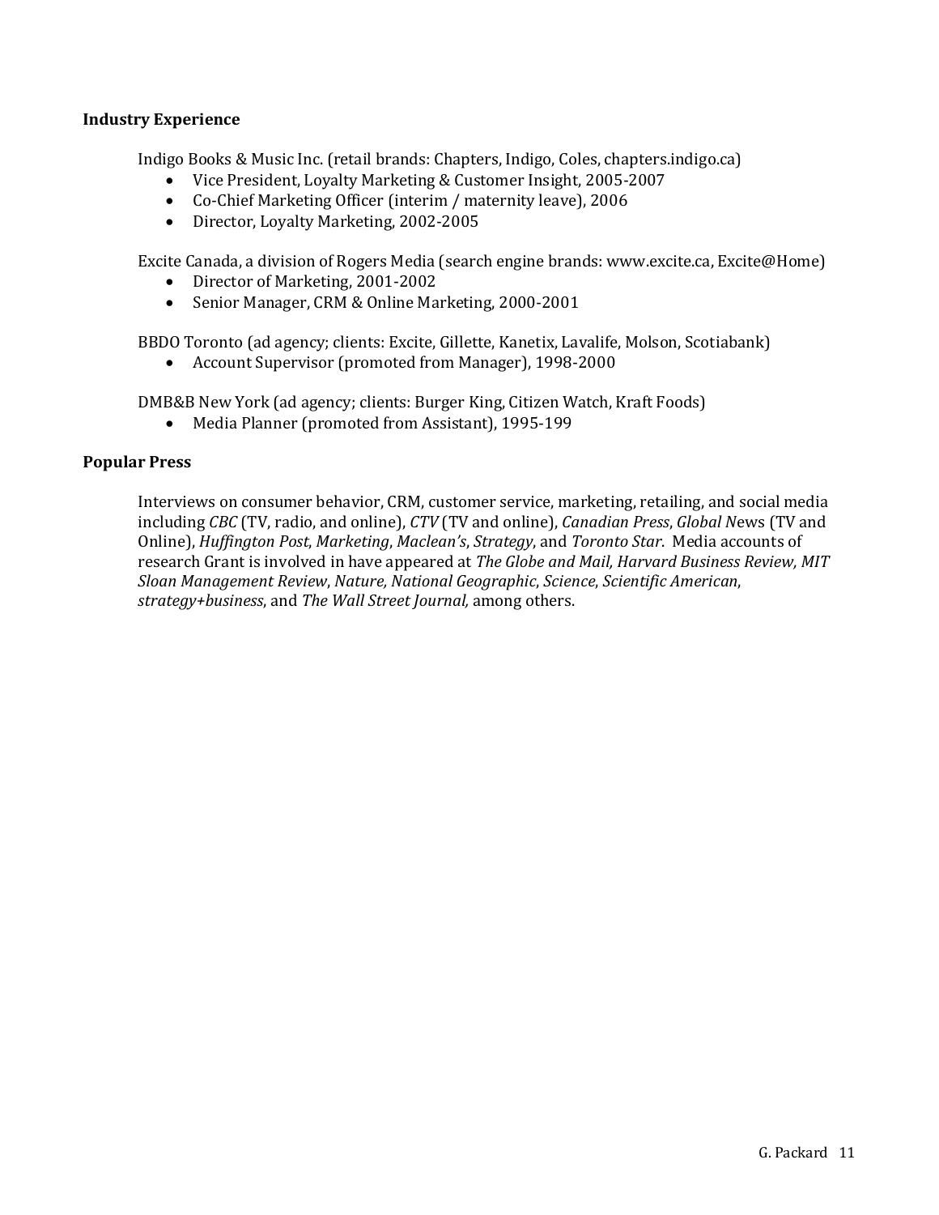## Industry Experience

Indigo Books & Music Inc. (retail brands: Chapters, Indigo, Coles, chapters.indigo.ca)

- Vice President, Loyalty Marketing & Customer Insight, 2005-2007
- Co-Chief Marketing Officer (interim / maternity leave), 2006
- Director, Loyalty Marketing, 2002-2005

Excite Canada, a division of Rogers Media (search engine brands: www.excite.ca, Excite@Home)

- Director of Marketing, 2001-2002
- Senior Manager, CRM & Online Marketing, 2000-2001

BBDO Toronto (ad agency; clients: Excite, Gillette, Kanetix, Lavalife, Molson, Scotiabank)

- Account Supervisor (promoted from Manager), 1998-2000

DMB&B New York (ad agency; clients: Burger King, Citizen Watch, Kraft Foods)

- Media Planner (promoted from Assistant), 1995-199

## Popular Press

Interviews on consumer behavior, CRM, customer service, marketing, retailing, and social media including *CBC* (TV, radio, and online), *CTV* (TV and online), *Canadian Press*, *Global N*ews (TV and Online), *Huffington Post*, *Marketing*, *Maclean's*, *Strategy*, and *Toronto Star*. Media accounts of research Grant is involved in have appeared at *The Globe and Mail, Harvard Business Review, MIT Sloan Management Review*, *Nature, National Geographic*, *Science*, *Scientific American*, *strategy+business*, and *The Wall Street Journal,* among others.